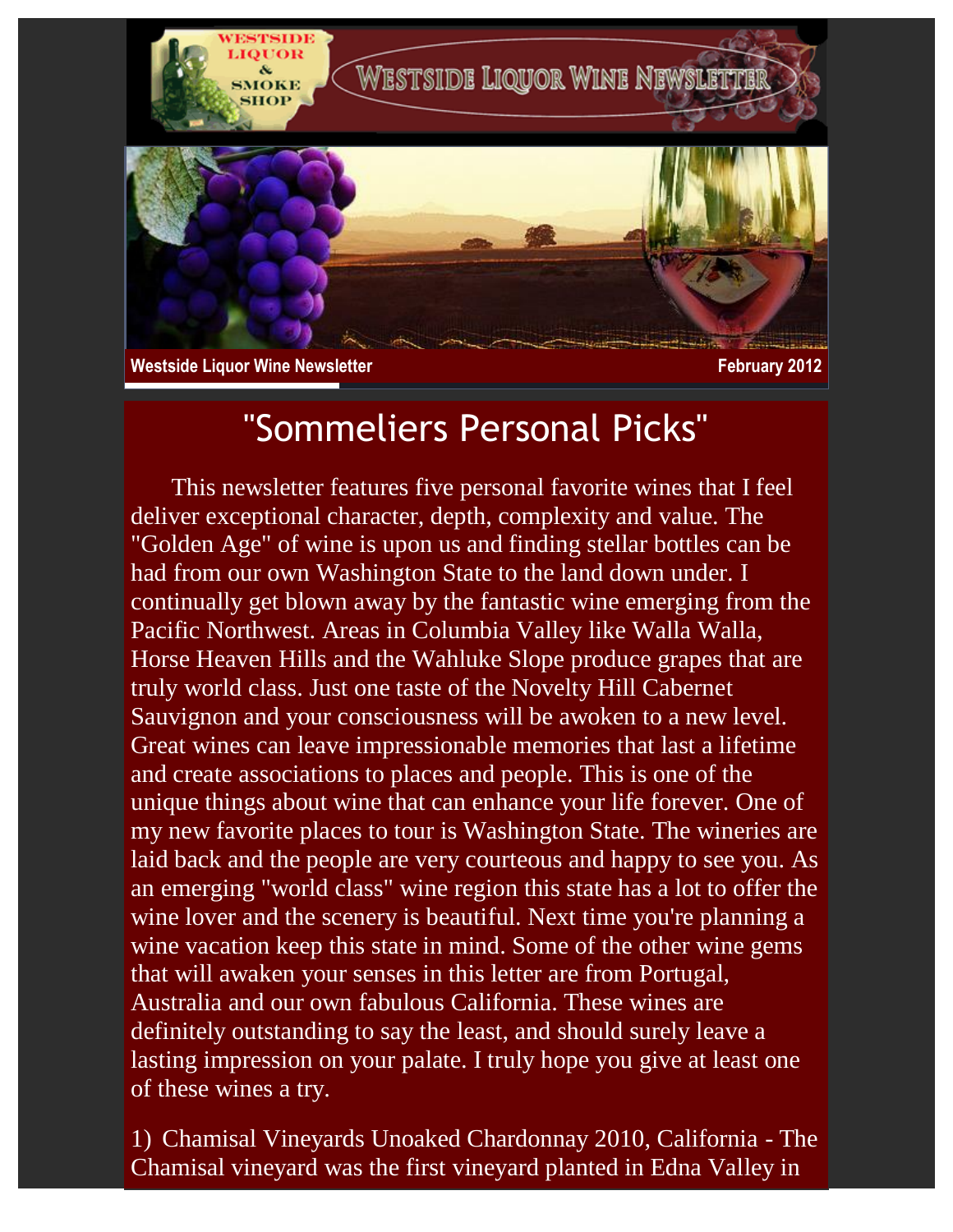Westside Liquor Wine Newsletter

February 2012

# "Sommeliers Personal Picks"

This newsletter features five personal favorite wines that I feel deliver exceptional character, depth, complexity and value. The "Golden Age" of wine is upon us and finding stellar bottles can be had from our own Washington State to the land down under. I continually get blown away by the fantastic wine emerging from the Pacific Northwest. Areas in Columbia Valley like Walla Walla, Horse Heaven Hills and the Wahluke Slope produce grapes that are truly world class. Just one taste of the Novelty Hill Cabernet Sauvignon and your consciousness will be awoken to a new level. Great wines can leave impressionable memories that last a lifetime and create associations to places and people. This is one of the unique things about wine that can enhance your life forever. One of my new favorite places to tour is Washington State. The wineries are laid back and the people are very courteous and happy to see you. As an emerging "world class" wine region this state has a lot to offer the wine lover and the scenery is beautiful. Next time you're planning a wine vacation keep this state in mind. Some of the other wine gems that will awaken your senses in this letter are from Portugal, Australia and our own fabulous California. These wines are definitely outstanding to say the least, and should surely leave a lasting impression on your palate. I truly hope you give at least one of these wines a try.

1) Chamisal Vineyards Unoaked Chardonnay 2010, California - The Chamisal vineyard was the first vineyard planted in Edna Valley in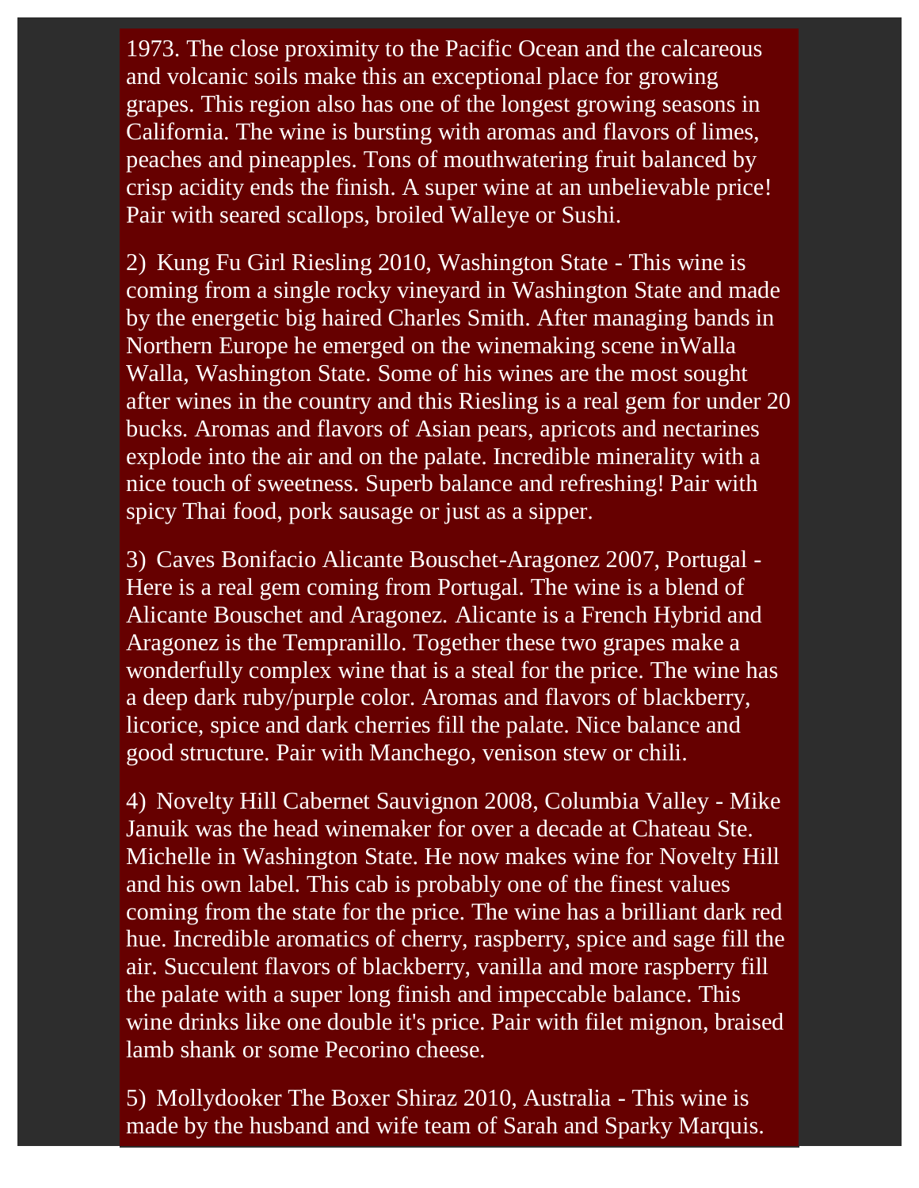1973. The close proximity to the Pacific Ocean and the calcareous and volcanic soils make this an exceptional place for growing grapes. This region also has one of the longest growing seasons in California. The wine is bursting with aromas and flavors of limes, peaches and pineapples. Tons of mouthwatering fruit balanced by crisp acidity ends the finish. A super wine at an unbelievable price! Pair with seared scallops, broiled Walleye or Sushi.

2) Kung Fu Girl Riesling 2010, Washington State - This wine is coming from a single rocky vineyard in Washington State and made by the energetic big haired Charles Smith. After managing bands in Northern Europe he emerged on the winemaking scene inWalla Walla, Washington State. Some of his wines are the most sought after wines in the country and this Riesling is a real gem for under 20 bucks. Aromas and flavors of Asian pears, apricots and nectarines explode into the air and on the palate. Incredible minerality with a nice touch of sweetness. Superb balance and refreshing! Pair with spicy Thai food, pork sausage or just as a sipper.

3) Caves Bonifacio Alicante Bouschet-Aragonez 2007, Portugal - Here is a real gem coming from Portugal. The wine is a blend of Alicante Bouschet and Aragonez. Alicante is a French Hybrid and Aragonez is the Tempranillo. Together these two grapes make a wonderfully complex wine that is a steal for the price. The wine has a deep dark ruby/purple color. Aromas and flavors of blackberry, licorice, spice and dark cherries fill the palate. Nice balance and good structure. Pair with Manchego, venison stew or chili.

4) Novelty Hill Cabernet Sauvignon 2008, Columbia Valley - Mike Januik was the head winemaker for over a decade at Chateau Ste. Michelle in Washington State. He now makes wine for Novelty Hill and his own label. This cab is probably one of the finest values coming from the state for the price. The wine has a brilliant dark red hue. Incredible aromatics of cherry, raspberry, spice and sage fill the air. Succulent flavors of blackberry, vanilla and more raspberry fill the palate with a super long finish and impeccable balance. This wine drinks like one double it's price. Pair with filet mignon, braised lamb shank or some Pecorino cheese.

5) Mollydooker The Boxer Shiraz 2010, Australia - This wine is made by the husband and wife team of Sarah and Sparky Marquis.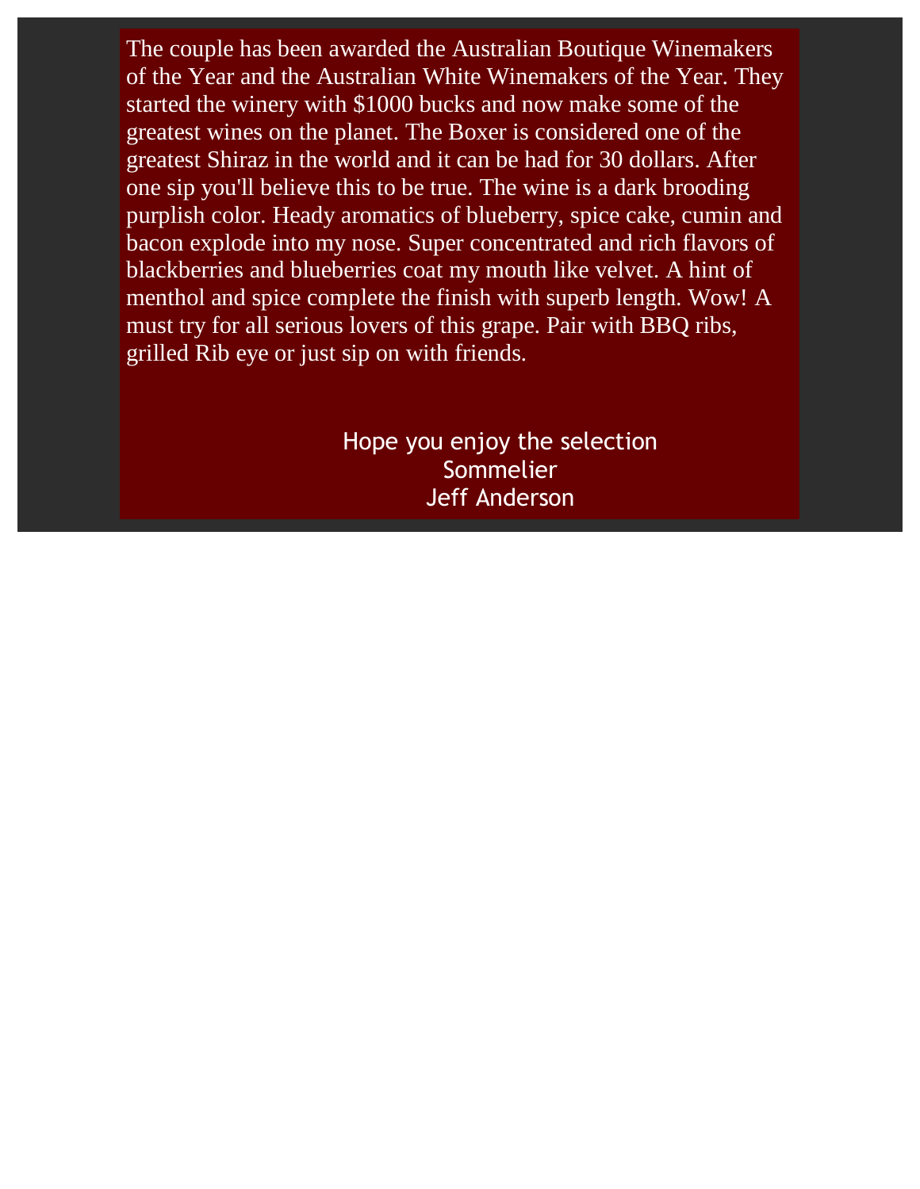The couple has been awarded the Australian Boutique Winemakers of the Year and the Australian White Winemakers of the Year. They started the winery with $1000 bucks and now make some of the greatest wines on the planet. The Boxer is considered one of the greatest Shiraz in the world and it can be had for 30 dollars. After one sip you'll believe this to be true. The wine is a dark brooding purplish color. Heady aromatics of blueberry, spice cake, cumin and bacon explode into my nose. Super concentrated and rich flavors of blackberries and blueberries coat my mouth like velvet. A hint of menthol and spice complete the finish with superb length. Wow! A must try for all serious lovers of this grape. Pair with BBQ ribs, grilled Rib eye or just sip on with friends.

Hope you enjoy the selection
Sommelier
Jeff Anderson